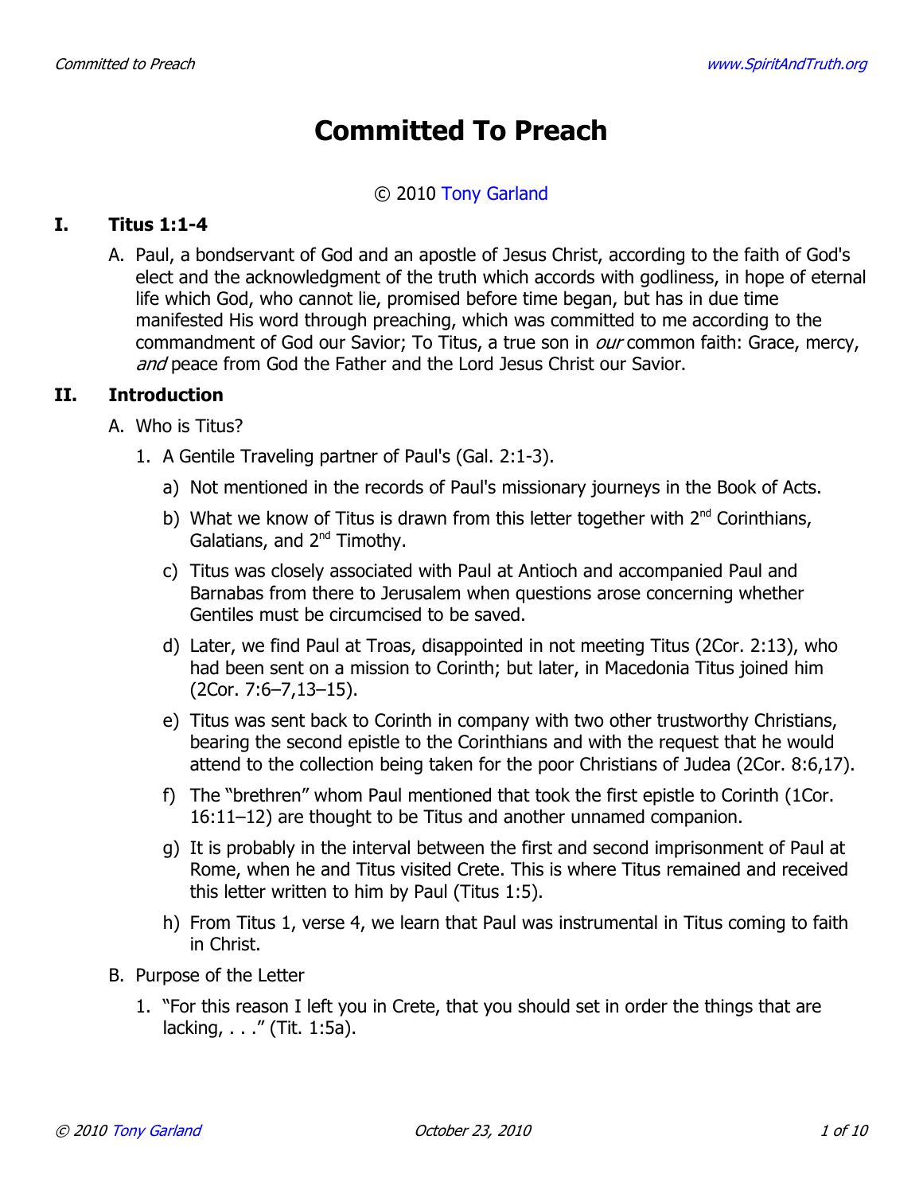# Committed To Preach

© 2010 Tony Garland

## I. Titus 1:1-4

A. Paul, a bondservant of God and an apostle of Jesus Christ, according to the faith of God's elect and the acknowledgment of the truth which accords with godliness, in hope of eternal life which God, who cannot lie, promised before time began, but has in due time manifested His word through preaching, which was committed to me according to the commandment of God our Savior; To Titus, a true son in *our* common faith: Grace, mercy, *and* peace from God the Father and the Lord Jesus Christ our Savior.

## II. Introduction

A. Who is Titus?

1. A Gentile Traveling partner of Paul's (Gal. 2:1-3).
   - a) Not mentioned in the records of Paul's missionary journeys in the Book of Acts.
   - b) What we know of Titus is drawn from this letter together with 2nd Corinthians, Galatians, and 2nd Timothy.
   - c) Titus was closely associated with Paul at Antioch and accompanied Paul and Barnabas from there to Jerusalem when questions arose concerning whether Gentiles must be circumcised to be saved.
   - d) Later, we find Paul at Troas, disappointed in not meeting Titus (2Cor. 2:13), who had been sent on a mission to Corinth; but later, in Macedonia Titus joined him (2Cor. 7:6–7,13–15).
   - e) Titus was sent back to Corinth in company with two other trustworthy Christians, bearing the second epistle to the Corinthians and with the request that he would attend to the collection being taken for the poor Christians of Judea (2Cor. 8:6,17).
   - f) The "brethren" whom Paul mentioned that took the first epistle to Corinth (1Cor. 16:11–12) are thought to be Titus and another unnamed companion.
   - g) It is probably in the interval between the first and second imprisonment of Paul at Rome, when he and Titus visited Crete. This is where Titus remained and received this letter written to him by Paul (Titus 1:5).
   - h) From Titus 1, verse 4, we learn that Paul was instrumental in Titus coming to faith in Christ.

B. Purpose of the Letter

1. "For this reason I left you in Crete, that you should set in order the things that are lacking, . . ." (Tit. 1:5a).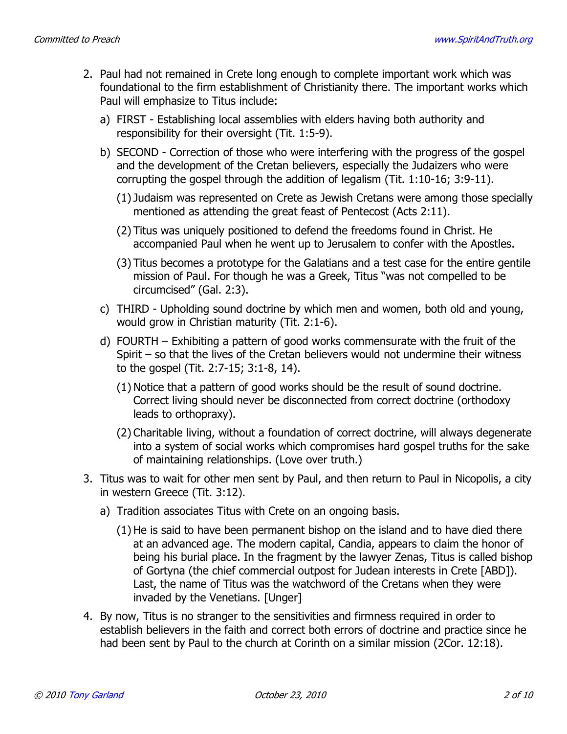2. Paul had not remained in Crete long enough to complete important work which was foundational to the firm establishment of Christianity there. The important works which Paul will emphasize to Titus include:
   a) FIRST - Establishing local assemblies with elders having both authority and responsibility for their oversight (Tit. 1:5-9).
   b) SECOND - Correction of those who were interfering with the progress of the gospel and the development of the Cretan believers, especially the Judaizers who were corrupting the gospel through the addition of legalism (Tit. 1:10-16; 3:9-11).
      (1) Judaism was represented on Crete as Jewish Cretans were among those specially mentioned as attending the great feast of Pentecost (Acts 2:11).
      (2) Titus was uniquely positioned to defend the freedoms found in Christ. He accompanied Paul when he went up to Jerusalem to confer with the Apostles.
      (3) Titus becomes a prototype for the Galatians and a test case for the entire gentile mission of Paul. For though he was a Greek, Titus "was not compelled to be circumcised" (Gal. 2:3).
   c) THIRD - Upholding sound doctrine by which men and women, both old and young, would grow in Christian maturity (Tit. 2:1-6).
   d) FOURTH – Exhibiting a pattern of good works commensurate with the fruit of the Spirit – so that the lives of the Cretan believers would not undermine their witness to the gospel (Tit. 2:7-15; 3:1-8, 14).
      (1) Notice that a pattern of good works should be the result of sound doctrine. Correct living should never be disconnected from correct doctrine (orthodoxy leads to orthopraxy).
      (2) Charitable living, without a foundation of correct doctrine, will always degenerate into a system of social works which compromises hard gospel truths for the sake of maintaining relationships. (Love over truth.)
3. Titus was to wait for other men sent by Paul, and then return to Paul in Nicopolis, a city in western Greece (Tit. 3:12).
   a) Tradition associates Titus with Crete on an ongoing basis.
      (1) He is said to have been permanent bishop on the island and to have died there at an advanced age. The modern capital, Candia, appears to claim the honor of being his burial place. In the fragment by the lawyer Zenas, Titus is called bishop of Gortyna (the chief commercial outpost for Judean interests in Crete [ABD]). Last, the name of Titus was the watchword of the Cretans when they were invaded by the Venetians. [Unger]
4. By now, Titus is no stranger to the sensitivities and firmness required in order to establish believers in the faith and correct both errors of doctrine and practice since he had been sent by Paul to the church at Corinth on a similar mission (2Cor. 12:18).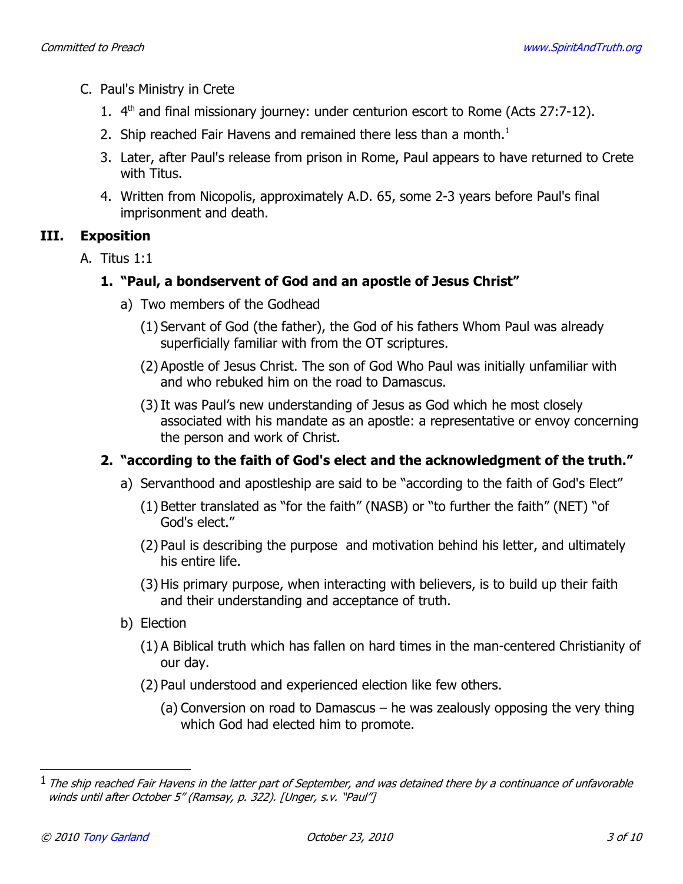C. Paul's Ministry in Crete

1. 4th and final missionary journey: under centurion escort to Rome (Acts 27:7-12).
2. Ship reached Fair Havens and remained there less than a month.[1]
3. Later, after Paul's release from prison in Rome, Paul appears to have returned to Crete with Titus.
4. Written from Nicopolis, approximately A.D. 65, some 2-3 years before Paul's final imprisonment and death.

## III. Exposition

A. Titus 1:1

### 1. "Paul, a bondservent of God and an apostle of Jesus Christ"

a) Two members of the Godhead

(1) Servant of God (the father), the God of his fathers Whom Paul was already superficially familiar with from the OT scriptures.

(2) Apostle of Jesus Christ. The son of God Who Paul was initially unfamiliar with and who rebuked him on the road to Damascus.

(3) It was Paul's new understanding of Jesus as God which he most closely associated with his mandate as an apostle: a representative or envoy concerning the person and work of Christ.

### 2. "according to the faith of God's elect and the acknowledgment of the truth."

a) Servanthood and apostleship are said to be "according to the faith of God's Elect"

(1) Better translated as "for the faith" (NASB) or "to further the faith" (NET) "of God's elect."

(2) Paul is describing the purpose  and motivation behind his letter, and ultimately his entire life.

(3) His primary purpose, when interacting with believers, is to build up their faith and their understanding and acceptance of truth.

b) Election

(1) A Biblical truth which has fallen on hard times in the man-centered Christianity of our day.

(2) Paul understood and experienced election like few others.

(a) Conversion on road to Damascus – he was zealously opposing the very thing which God had elected him to promote.

---

[1] *The ship reached Fair Havens in the latter part of September, and was detained there by a continuance of unfavorable winds until after October 5" (Ramsay, p. 322). [Unger, s.v. "Paul"]*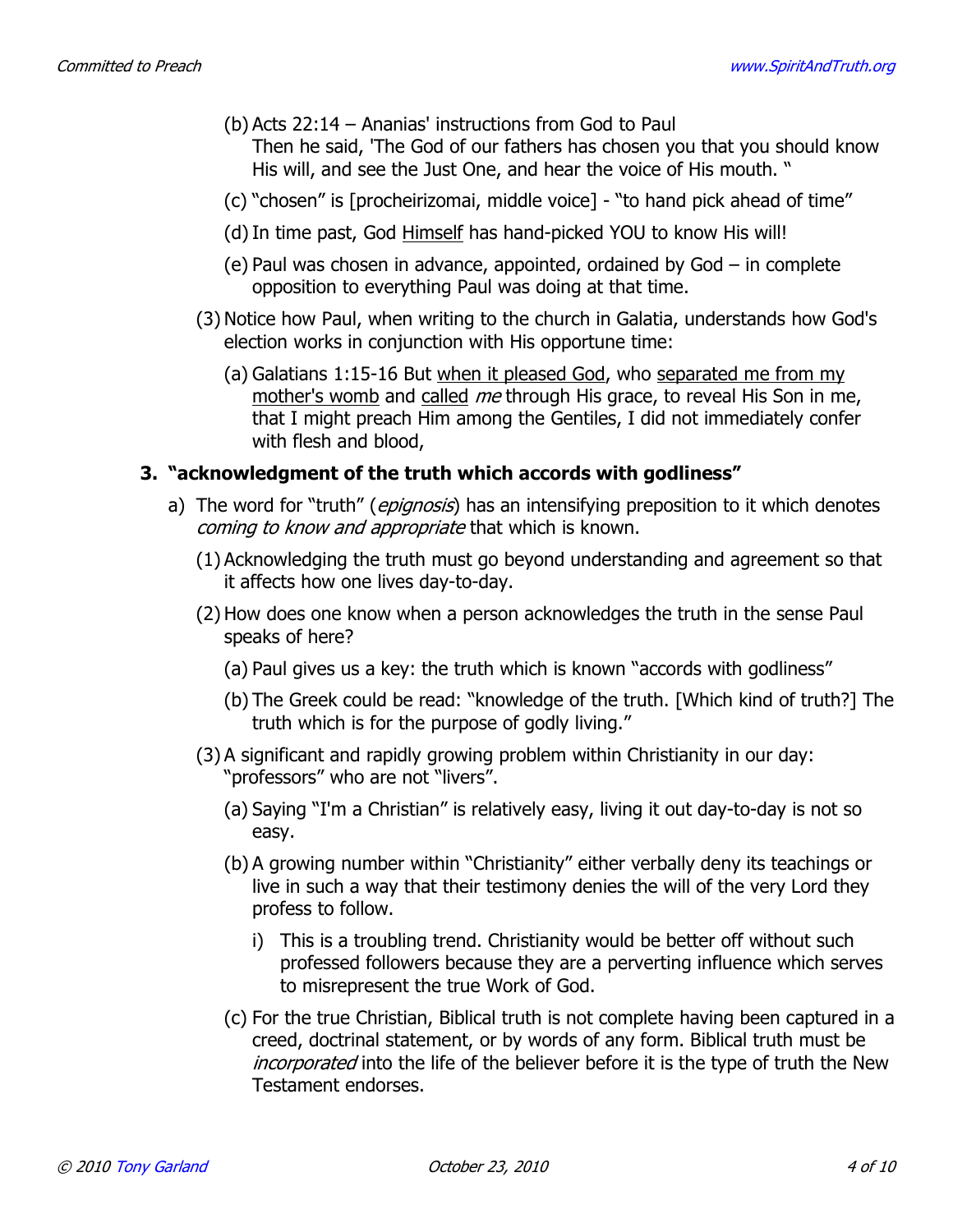(b) Acts 22:14 – Ananias' instructions from God to Paul
Then he said, 'The God of our fathers has chosen you that you should know His will, and see the Just One, and hear the voice of His mouth. "

(c) "chosen" is [procheirizomai, middle voice] - "to hand pick ahead of time"

(d) In time past, God Himself has hand-picked YOU to know His will!

(e) Paul was chosen in advance, appointed, ordained by God – in complete opposition to everything Paul was doing at that time.

(3) Notice how Paul, when writing to the church in Galatia, understands how God's election works in conjunction with His opportune time:

(a) Galatians 1:15-16 But when it pleased God, who separated me from my mother's womb and called *me* through His grace, to reveal His Son in me, that I might preach Him among the Gentiles, I did not immediately confer with flesh and blood,

### 3. "acknowledgment of the truth which accords with godliness"

a) The word for "truth" (*epignosis*) has an intensifying preposition to it which denotes *coming to know and appropriate* that which is known.

(1) Acknowledging the truth must go beyond understanding and agreement so that it affects how one lives day-to-day.

(2) How does one know when a person acknowledges the truth in the sense Paul speaks of here?

(a) Paul gives us a key: the truth which is known "accords with godliness"

(b) The Greek could be read: "knowledge of the truth. [Which kind of truth?] The truth which is for the purpose of godly living."

(3) A significant and rapidly growing problem within Christianity in our day: "professors" who are not "livers".

(a) Saying "I'm a Christian" is relatively easy, living it out day-to-day is not so easy.

(b) A growing number within "Christianity" either verbally deny its teachings or live in such a way that their testimony denies the will of the very Lord they profess to follow.

i) This is a troubling trend. Christianity would be better off without such professed followers because they are a perverting influence which serves to misrepresent the true Work of God.

(c) For the true Christian, Biblical truth is not complete having been captured in a creed, doctrinal statement, or by words of any form. Biblical truth must be *incorporated* into the life of the believer before it is the type of truth the New Testament endorses.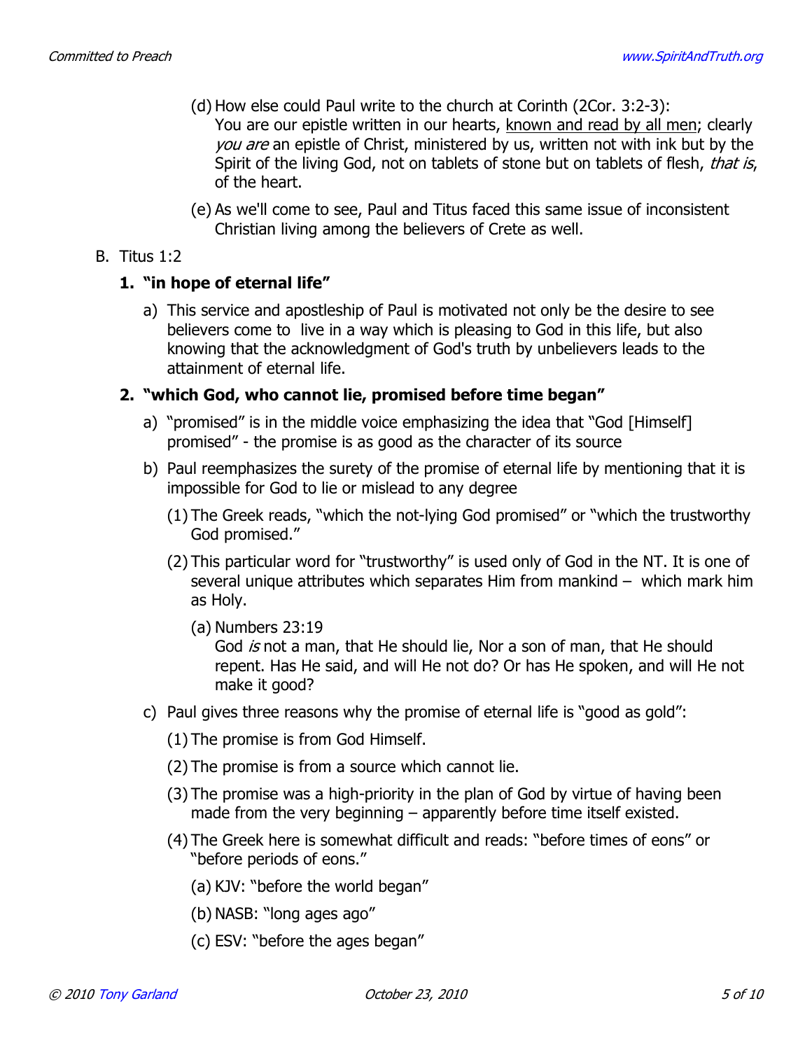(d) How else could Paul write to the church at Corinth (2Cor. 3:2-3):
You are our epistle written in our hearts, <u>known and read by all men</u>; clearly *you are* an epistle of Christ, ministered by us, written not with ink but by the Spirit of the living God, not on tablets of stone but on tablets of flesh, *that is*, of the heart.

(e) As we'll come to see, Paul and Titus faced this same issue of inconsistent Christian living among the believers of Crete as well.

B. Titus 1:2

**1. "in hope of eternal life"**

a) This service and apostleship of Paul is motivated not only be the desire to see believers come to live in a way which is pleasing to God in this life, but also knowing that the acknowledgment of God's truth by unbelievers leads to the attainment of eternal life.

**2. "which God, who cannot lie, promised before time began"**

a) "promised" is in the middle voice emphasizing the idea that "God [Himself] promised" - the promise is as good as the character of its source

b) Paul reemphasizes the surety of the promise of eternal life by mentioning that it is impossible for God to lie or mislead to any degree

(1) The Greek reads, "which the not-lying God promised" or "which the trustworthy God promised."

(2) This particular word for "trustworthy" is used only of God in the NT. It is one of several unique attributes which separates Him from mankind – which mark him as Holy.

(a) Numbers 23:19
God *is* not a man, that He should lie, Nor a son of man, that He should repent. Has He said, and will He not do? Or has He spoken, and will He not make it good?

c) Paul gives three reasons why the promise of eternal life is "good as gold":

(1) The promise is from God Himself.

(2) The promise is from a source which cannot lie.

(3) The promise was a high-priority in the plan of God by virtue of having been made from the very beginning – apparently before time itself existed.

(4) The Greek here is somewhat difficult and reads: "before times of eons" or "before periods of eons."

(a) KJV: "before the world began"

(b) NASB: "long ages ago"

(c) ESV: "before the ages began"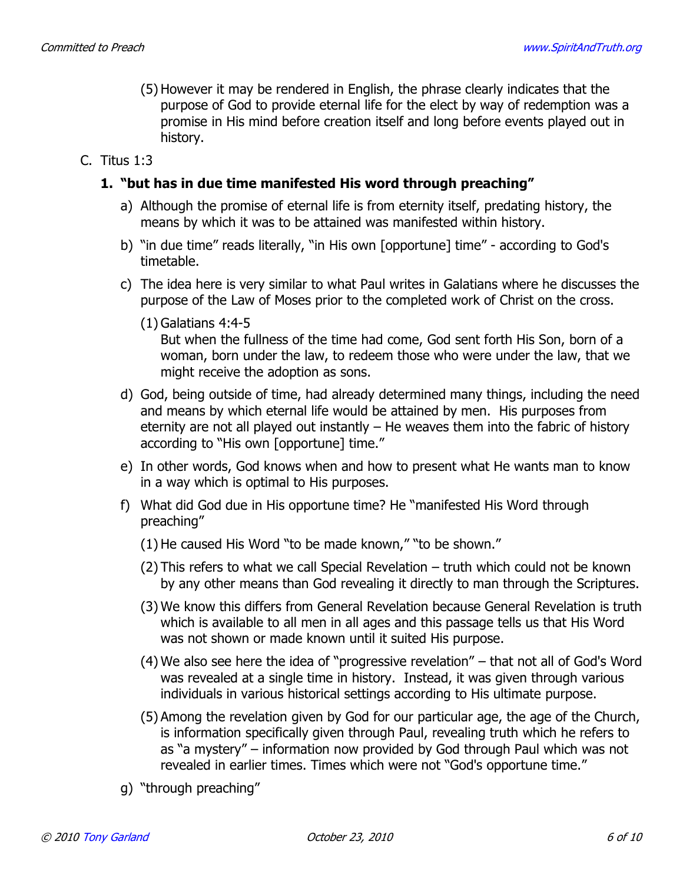(5) However it may be rendered in English, the phrase clearly indicates that the purpose of God to provide eternal life for the elect by way of redemption was a promise in His mind before creation itself and long before events played out in history.

C. Titus 1:3

**1. "but has in due time manifested His word through preaching"**

a) Although the promise of eternal life is from eternity itself, predating history, the means by which it was to be attained was manifested within history.

b) "in due time" reads literally, "in His own [opportune] time" - according to God's timetable.

c) The idea here is very similar to what Paul writes in Galatians where he discusses the purpose of the Law of Moses prior to the completed work of Christ on the cross.

(1) Galatians 4:4-5
But when the fullness of the time had come, God sent forth His Son, born of a woman, born under the law, to redeem those who were under the law, that we might receive the adoption as sons.

d) God, being outside of time, had already determined many things, including the need and means by which eternal life would be attained by men. His purposes from eternity are not all played out instantly – He weaves them into the fabric of history according to "His own [opportune] time."

e) In other words, God knows when and how to present what He wants man to know in a way which is optimal to His purposes.

f) What did God due in His opportune time? He "manifested His Word through preaching"

(1) He caused His Word "to be made known," "to be shown."

(2) This refers to what we call Special Revelation – truth which could not be known by any other means than God revealing it directly to man through the Scriptures.

(3) We know this differs from General Revelation because General Revelation is truth which is available to all men in all ages and this passage tells us that His Word was not shown or made known until it suited His purpose.

(4) We also see here the idea of "progressive revelation" – that not all of God's Word was revealed at a single time in history. Instead, it was given through various individuals in various historical settings according to His ultimate purpose.

(5) Among the revelation given by God for our particular age, the age of the Church, is information specifically given through Paul, revealing truth which he refers to as "a mystery" – information now provided by God through Paul which was not revealed in earlier times. Times which were not "God's opportune time."

g) "through preaching"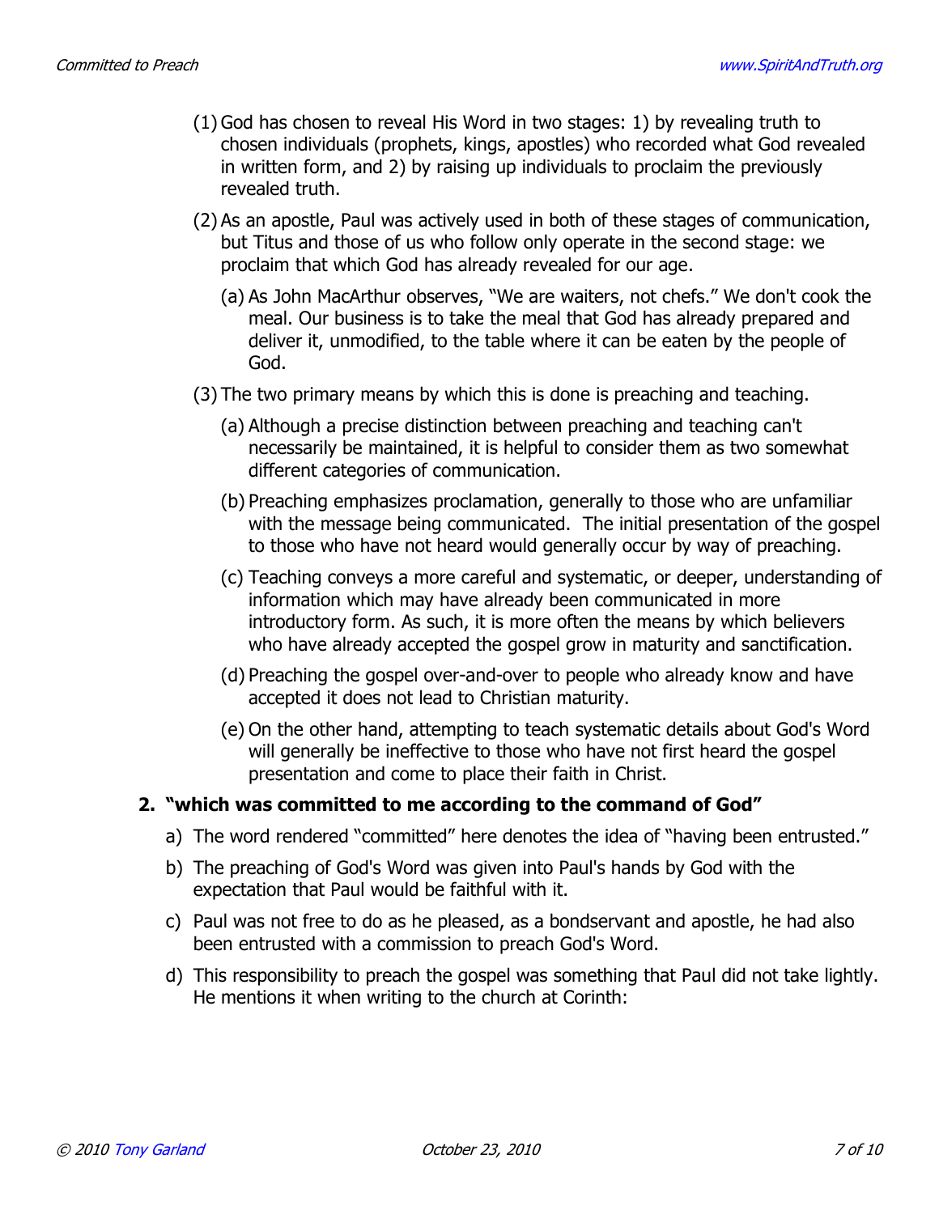(1) God has chosen to reveal His Word in two stages: 1) by revealing truth to chosen individuals (prophets, kings, apostles) who recorded what God revealed in written form, and 2) by raising up individuals to proclaim the previously revealed truth.

(2) As an apostle, Paul was actively used in both of these stages of communication, but Titus and those of us who follow only operate in the second stage: we proclaim that which God has already revealed for our age.

(a) As John MacArthur observes, "We are waiters, not chefs." We don't cook the meal. Our business is to take the meal that God has already prepared and deliver it, unmodified, to the table where it can be eaten by the people of God.

(3) The two primary means by which this is done is preaching and teaching.

(a) Although a precise distinction between preaching and teaching can't necessarily be maintained, it is helpful to consider them as two somewhat different categories of communication.

(b) Preaching emphasizes proclamation, generally to those who are unfamiliar with the message being communicated. The initial presentation of the gospel to those who have not heard would generally occur by way of preaching.

(c) Teaching conveys a more careful and systematic, or deeper, understanding of information which may have already been communicated in more introductory form. As such, it is more often the means by which believers who have already accepted the gospel grow in maturity and sanctification.

(d) Preaching the gospel over-and-over to people who already know and have accepted it does not lead to Christian maturity.

(e) On the other hand, attempting to teach systematic details about God's Word will generally be ineffective to those who have not first heard the gospel presentation and come to place their faith in Christ.

**2. "which was committed to me according to the command of God"**

a) The word rendered "committed" here denotes the idea of "having been entrusted."

b) The preaching of God's Word was given into Paul's hands by God with the expectation that Paul would be faithful with it.

c) Paul was not free to do as he pleased, as a bondservant and apostle, he had also been entrusted with a commission to preach God's Word.

d) This responsibility to preach the gospel was something that Paul did not take lightly. He mentions it when writing to the church at Corinth: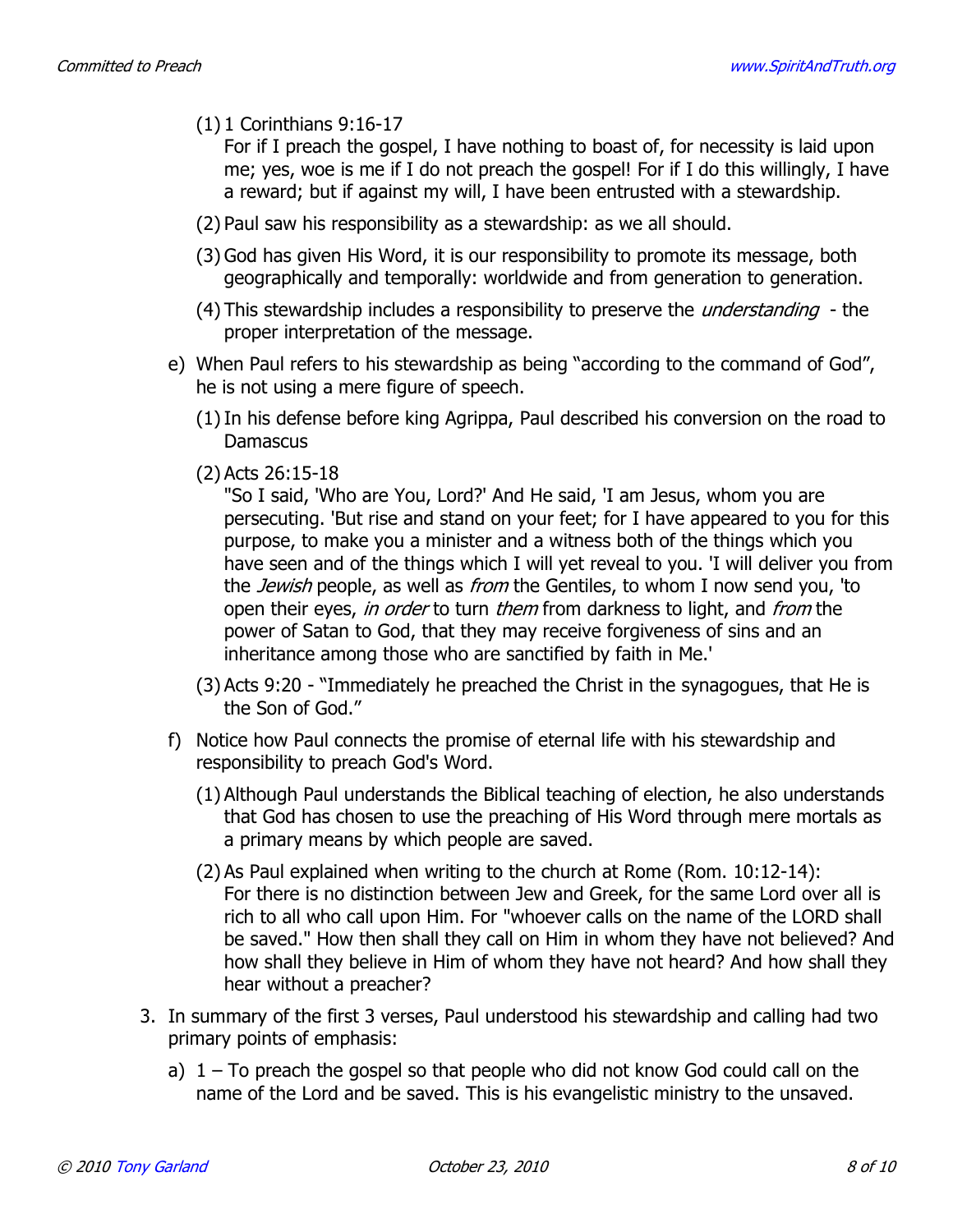(1) 1 Corinthians 9:16-17
For if I preach the gospel, I have nothing to boast of, for necessity is laid upon me; yes, woe is me if I do not preach the gospel! For if I do this willingly, I have a reward; but if against my will, I have been entrusted with a stewardship.

(2) Paul saw his responsibility as a stewardship: as we all should.

(3) God has given His Word, it is our responsibility to promote its message, both geographically and temporally: worldwide and from generation to generation.

(4) This stewardship includes a responsibility to preserve the *understanding* - the proper interpretation of the message.

e) When Paul refers to his stewardship as being "according to the command of God", he is not using a mere figure of speech.

(1) In his defense before king Agrippa, Paul described his conversion on the road to Damascus

(2) Acts 26:15-18
"So I said, 'Who are You, Lord?' And He said, 'I am Jesus, whom you are persecuting. 'But rise and stand on your feet; for I have appeared to you for this purpose, to make you a minister and a witness both of the things which you have seen and of the things which I will yet reveal to you. 'I will deliver you from the *Jewish* people, as well as *from* the Gentiles, to whom I now send you, 'to open their eyes, *in order* to turn *them* from darkness to light, and *from* the power of Satan to God, that they may receive forgiveness of sins and an inheritance among those who are sanctified by faith in Me.'

(3) Acts 9:20 - "Immediately he preached the Christ in the synagogues, that He is the Son of God."

f) Notice how Paul connects the promise of eternal life with his stewardship and responsibility to preach God's Word.

(1) Although Paul understands the Biblical teaching of election, he also understands that God has chosen to use the preaching of His Word through mere mortals as a primary means by which people are saved.

(2) As Paul explained when writing to the church at Rome (Rom. 10:12-14):
For there is no distinction between Jew and Greek, for the same Lord over all is rich to all who call upon Him. For "whoever calls on the name of the LORD shall be saved." How then shall they call on Him in whom they have not believed? And how shall they believe in Him of whom they have not heard? And how shall they hear without a preacher?

3. In summary of the first 3 verses, Paul understood his stewardship and calling had two primary points of emphasis:

a) 1 – To preach the gospel so that people who did not know God could call on the name of the Lord and be saved. This is his evangelistic ministry to the unsaved.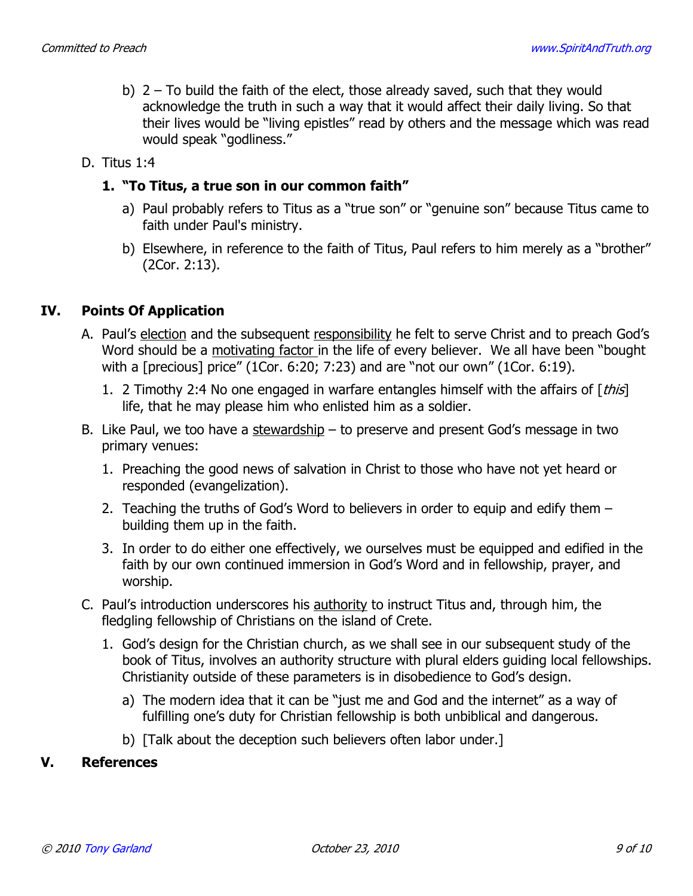b) 2 – To build the faith of the elect, those already saved, such that they would acknowledge the truth in such a way that it would affect their daily living. So that their lives would be "living epistles" read by others and the message which was read would speak "godliness."

D. Titus 1:4

**1. "To Titus, a true son in our common faith"**

a) Paul probably refers to Titus as a "true son" or "genuine son" because Titus came to faith under Paul's ministry.

b) Elsewhere, in reference to the faith of Titus, Paul refers to him merely as a "brother" (2Cor. 2:13).

## IV. Points Of Application

A. Paul's <u>election</u> and the subsequent <u>responsibility</u> he felt to serve Christ and to preach God's Word should be a <u>motivating factor</u> in the life of every believer. We all have been "bought with a [precious] price" (1Cor. 6:20; 7:23) and are "not our own" (1Cor. 6:19).

1. 2 Timothy 2:4 No one engaged in warfare entangles himself with the affairs of [*this*] life, that he may please him who enlisted him as a soldier.

B. Like Paul, we too have a <u>stewardship</u> – to preserve and present God's message in two primary venues:

1. Preaching the good news of salvation in Christ to those who have not yet heard or responded (evangelization).
2. Teaching the truths of God's Word to believers in order to equip and edify them – building them up in the faith.
3. In order to do either one effectively, we ourselves must be equipped and edified in the faith by our own continued immersion in God's Word and in fellowship, prayer, and worship.

C. Paul's introduction underscores his <u>authority</u> to instruct Titus and, through him, the fledgling fellowship of Christians on the island of Crete.

1. God's design for the Christian church, as we shall see in our subsequent study of the book of Titus, involves an authority structure with plural elders guiding local fellowships. Christianity outside of these parameters is in disobedience to God's design.

a) The modern idea that it can be "just me and God and the internet" as a way of fulfilling one's duty for Christian fellowship is both unbiblical and dangerous.

b) [Talk about the deception such believers often labor under.]

## V. References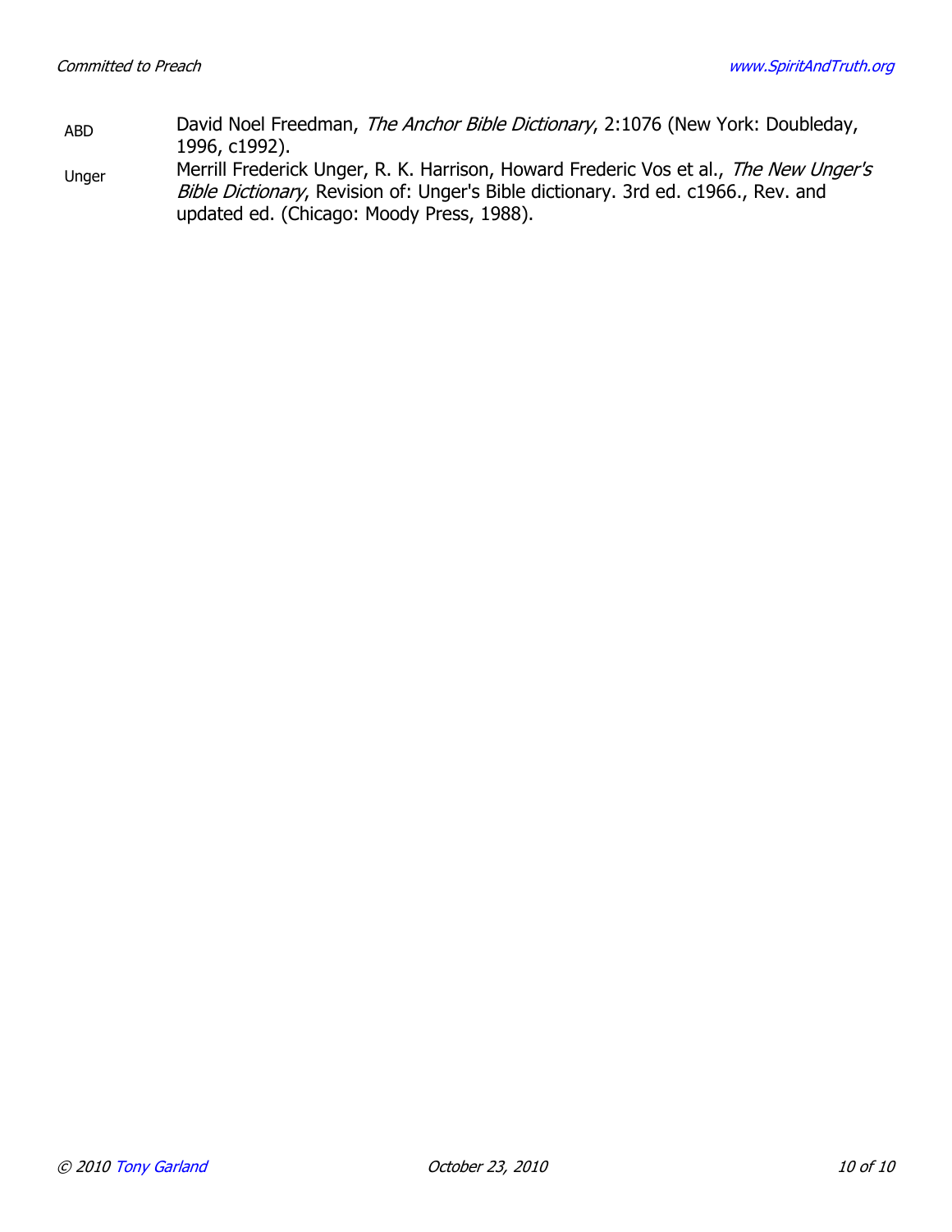ABD — David Noel Freedman, *The Anchor Bible Dictionary*, 2:1076 (New York: Doubleday, 1996, c1992).

Unger — Merrill Frederick Unger, R. K. Harrison, Howard Frederic Vos et al., *The New Unger's Bible Dictionary*, Revision of: Unger's Bible dictionary. 3rd ed. c1966., Rev. and updated ed. (Chicago: Moody Press, 1988).